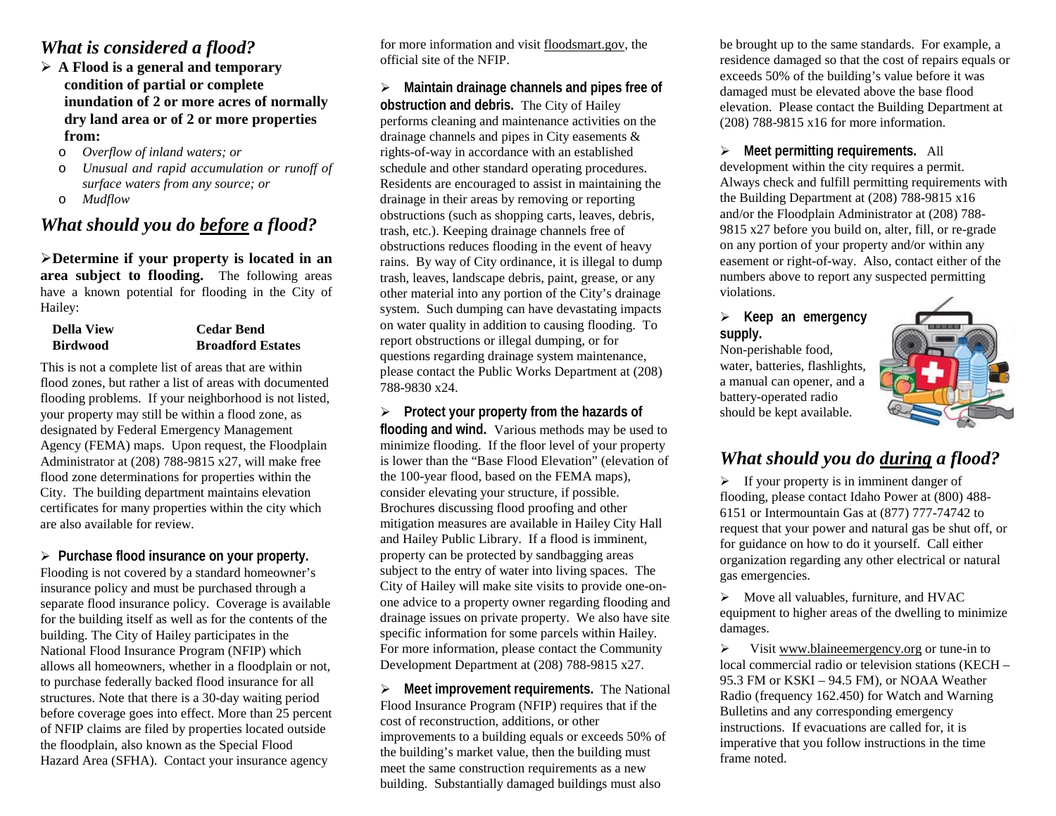## *What is considered a flood?*

- **A Flood is a general and temporary condition of partial or complete inundation of 2 or more acres of normally dry land area or of 2 or more properties from:**
  - *Overflow of inland waters; or*
  - *Unusual and rapid accumulation or runoff of surface waters from any source; or*
  - *Mudflow*

## *What should you do before a flood?*

- **Determine if your property is located in an area subject to flooding.** The following areas have a known potential for flooding in the City of Hailey:

| | |
|---|---|
| **Della View** | **Cedar Bend** |
| **Birdwood** | **Broadford Estates** |

This is not a complete list of areas that are within flood zones, but rather a list of areas with documented flooding problems. If your neighborhood is not listed, your property may still be within a flood zone, as designated by Federal Emergency Management Agency (FEMA) maps. Upon request, the Floodplain Administrator at (208) 788-9815 x27, will make free flood zone determinations for properties within the City. The building department maintains elevation certificates for many properties within the city which are also available for review.

- **Purchase flood insurance on your property.** Flooding is not covered by a standard homeowner's insurance policy and must be purchased through a separate flood insurance policy. Coverage is available for the building itself as well as for the contents of the building. The City of Hailey participates in the National Flood Insurance Program (NFIP) which allows all homeowners, whether in a floodplain or not, to purchase federally backed flood insurance for all structures. Note that there is a 30-day waiting period before coverage goes into effect. More than 25 percent of NFIP claims are filed by properties located outside the floodplain, also known as the Special Flood Hazard Area (SFHA). Contact your insurance agency for more information and visit floodsmart.gov, the official site of the NFIP.

- **Maintain drainage channels and pipes free of obstruction and debris.** The City of Hailey performs cleaning and maintenance activities on the drainage channels and pipes in City easements & rights-of-way in accordance with an established schedule and other standard operating procedures. Residents are encouraged to assist in maintaining the drainage in their areas by removing or reporting obstructions (such as shopping carts, leaves, debris, trash, etc.). Keeping drainage channels free of obstructions reduces flooding in the event of heavy rains. By way of City ordinance, it is illegal to dump trash, leaves, landscape debris, paint, grease, or any other material into any portion of the City's drainage system. Such dumping can have devastating impacts on water quality in addition to causing flooding. To report obstructions or illegal dumping, or for questions regarding drainage system maintenance, please contact the Public Works Department at (208) 788-9830 x24.

- **Protect your property from the hazards of flooding and wind.** Various methods may be used to minimize flooding. If the floor level of your property is lower than the "Base Flood Elevation" (elevation of the 100-year flood, based on the FEMA maps), consider elevating your structure, if possible. Brochures discussing flood proofing and other mitigation measures are available in Hailey City Hall and Hailey Public Library. If a flood is imminent, property can be protected by sandbagging areas subject to the entry of water into living spaces. The City of Hailey will make site visits to provide one-on-one advice to a property owner regarding flooding and drainage issues on private property. We also have site specific information for some parcels within Hailey. For more information, please contact the Community Development Department at (208) 788-9815 x27.

- **Meet improvement requirements.** The National Flood Insurance Program (NFIP) requires that if the cost of reconstruction, additions, or other improvements to a building equals or exceeds 50% of the building's market value, then the building must meet the same construction requirements as a new building. Substantially damaged buildings must also be brought up to the same standards. For example, a residence damaged so that the cost of repairs equals or exceeds 50% of the building's value before it was damaged must be elevated above the base flood elevation. Please contact the Building Department at (208) 788-9815 x16 for more information.

- **Meet permitting requirements.** All development within the city requires a permit. Always check and fulfill permitting requirements with the Building Department at (208) 788-9815 x16 and/or the Floodplain Administrator at (208) 788-9815 x27 before you build on, alter, fill, or re-grade on any portion of your property and/or within any easement or right-of-way. Also, contact either of the numbers above to report any suspected permitting violations.

- **Keep an emergency supply.** Non-perishable food, water, batteries, flashlights, a manual can opener, and a battery-operated radio should be kept available.

## *What should you do during a flood?*

- If your property is in imminent danger of flooding, please contact Idaho Power at (800) 488-6151 or Intermountain Gas at (877) 777-74742 to request that your power and natural gas be shut off, or for guidance on how to do it yourself. Call either organization regarding any other electrical or natural gas emergencies.

- Move all valuables, furniture, and HVAC equipment to higher areas of the dwelling to minimize damages.

- Visit www.blaineemergency.org or tune-in to local commercial radio or television stations (KECH – 95.3 FM or KSKI – 94.5 FM), or NOAA Weather Radio (frequency 162.450) for Watch and Warning Bulletins and any corresponding emergency instructions. If evacuations are called for, it is imperative that you follow instructions in the time frame noted.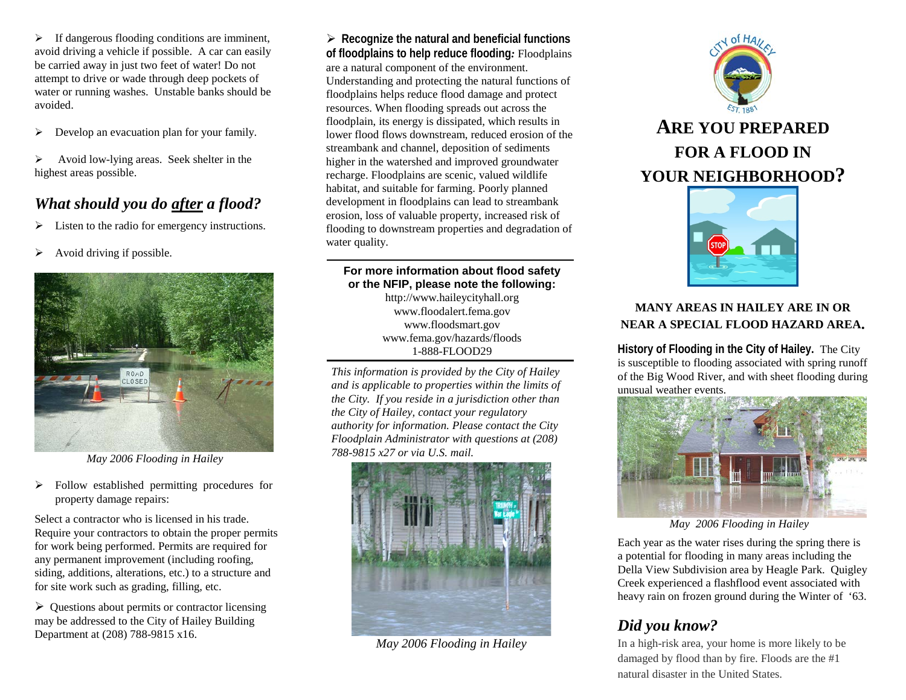- If dangerous flooding conditions are imminent, avoid driving a vehicle if possible. A car can easily be carried away in just two feet of water! Do not attempt to drive or wade through deep pockets of water or running washes. Unstable banks should be avoided.
- Develop an evacuation plan for your family.
- Avoid low-lying areas. Seek shelter in the highest areas possible.

## *What should you do after a flood?*

- Listen to the radio for emergency instructions.
- Avoid driving if possible.

*May 2006 Flooding in Hailey*

- Follow established permitting procedures for property damage repairs:

Select a contractor who is licensed in his trade. Require your contractors to obtain the proper permits for work being performed. Permits are required for any permanent improvement (including roofing, siding, additions, alterations, etc.) to a structure and for site work such as grading, filling, etc.

- Questions about permits or contractor licensing may be addressed to the City of Hailey Building Department at (208) 788-9815 x16.

- **Recognize the natural and beneficial functions of floodplains to help reduce flooding:** Floodplains are a natural component of the environment. Understanding and protecting the natural functions of floodplains helps reduce flood damage and protect resources. When flooding spreads out across the floodplain, its energy is dissipated, which results in lower flood flows downstream, reduced erosion of the streambank and channel, deposition of sediments higher in the watershed and improved groundwater recharge. Floodplains are scenic, valued wildlife habitat, and suitable for farming. Poorly planned development in floodplains can lead to streambank erosion, loss of valuable property, increased risk of flooding to downstream properties and degradation of water quality.

---

**For more information about flood safety or the NFIP, please note the following:**

http://www.haileycityhall.org
www.floodalert.fema.gov
www.floodsmart.gov
www.fema.gov/hazards/floods
1-888-FLOOD29

---

*This information is provided by the City of Hailey and is applicable to properties within the limits of the City. If you reside in a jurisdiction other than the City of Hailey, contact your regulatory authority for information. Please contact the City Floodplain Administrator with questions at (208) 788-9815 x27 or via U.S. mail.*

*May 2006 Flooding in Hailey*

CITY of HAILEY
EST. 1881

# ARE YOU PREPARED FOR A FLOOD IN YOUR NEIGHBORHOOD?

STOP

**MANY AREAS IN HAILEY ARE IN OR NEAR A SPECIAL FLOOD HAZARD AREA.**

**History of Flooding in the City of Hailey.** The City is susceptible to flooding associated with spring runoff of the Big Wood River, and with sheet flooding during unusual weather events.

*May 2006 Flooding in Hailey*

Each year as the water rises during the spring there is a potential for flooding in many areas including the Della View Subdivision area by Heagle Park. Quigley Creek experienced a flashflood event associated with heavy rain on frozen ground during the Winter of '63.

## *Did you know?*

In a high-risk area, your home is more likely to be damaged by flood than by fire. Floods are the #1 natural disaster in the United States.